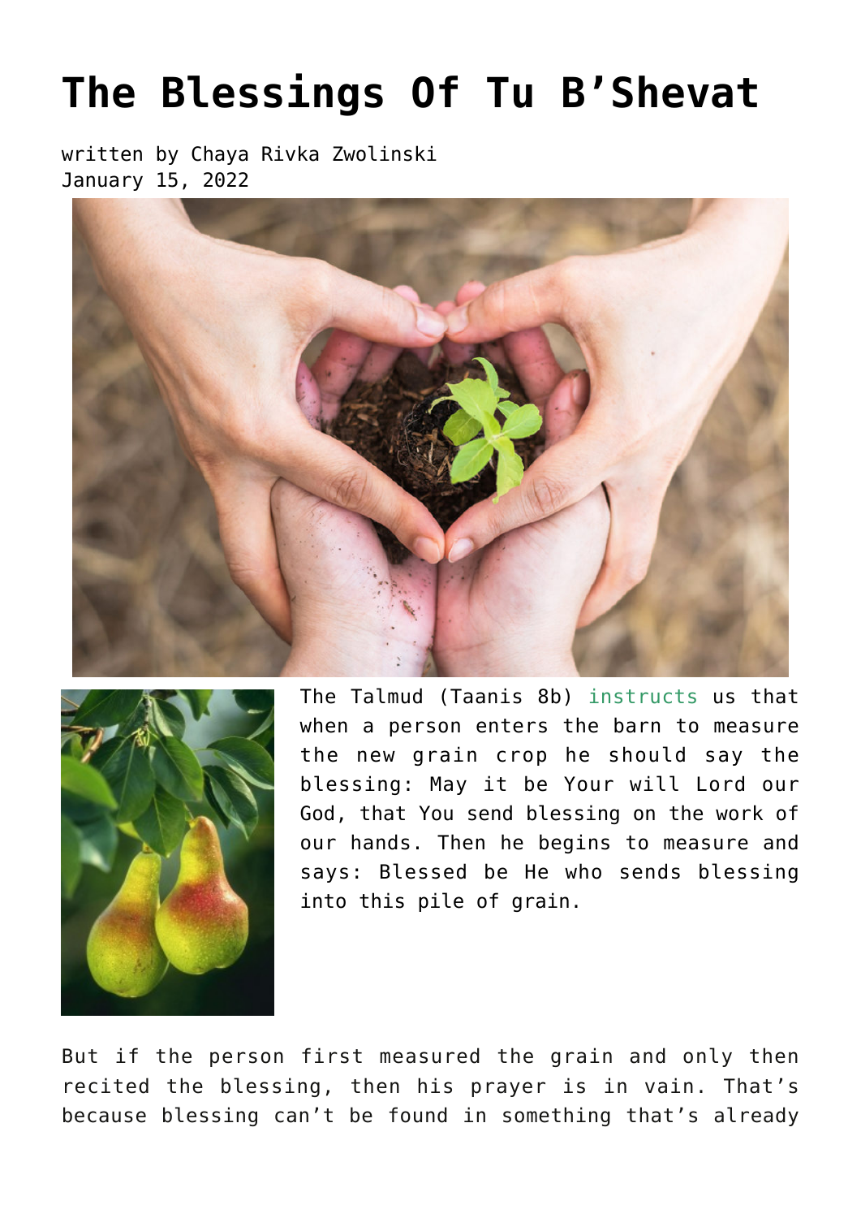# The Blessings Of Tu B'Shevat

written by Chaya Rivka Zwolinski
January 15, 2022

The Talmud (Taanis 8b) instructs us that when a person enters the barn to measure the new grain crop he should say the blessing: May it be Your will Lord our God, that You send blessing on the work of our hands. Then he begins to measure and says: Blessed be He who sends blessing into this pile of grain.

But if the person first measured the grain and only then recited the blessing, then his prayer is in vain. That's because blessing can't be found in something that's already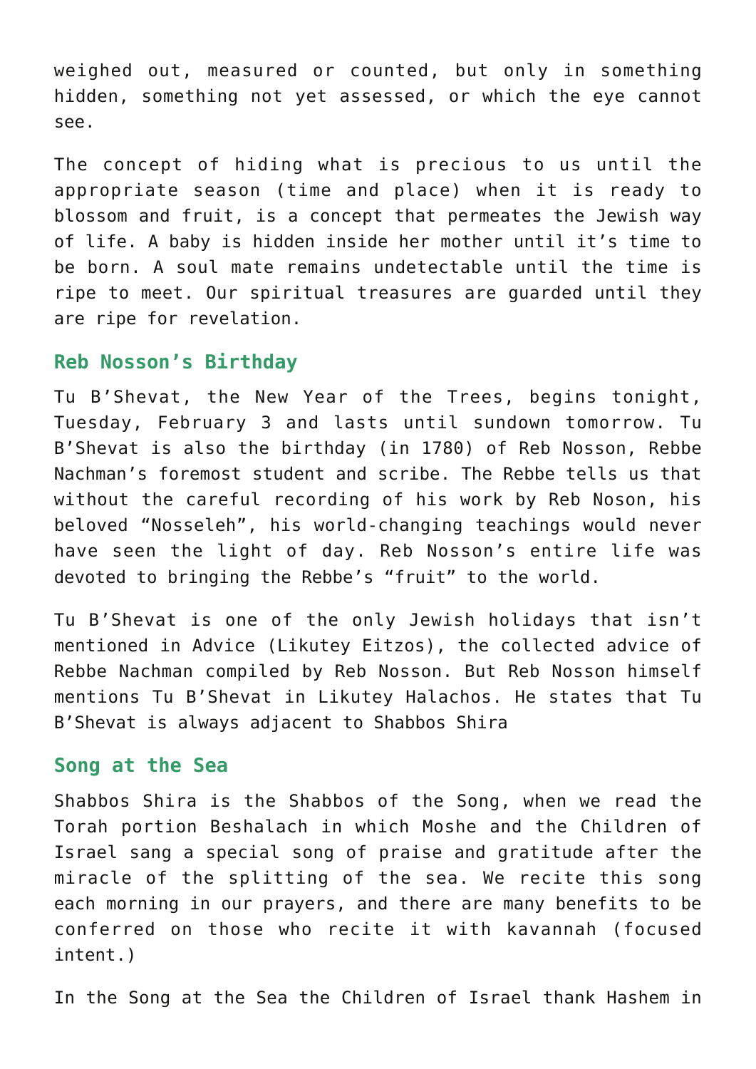weighed out, measured or counted, but only in something hidden, something not yet assessed, or which the eye cannot see.

The concept of hiding what is precious to us until the appropriate season (time and place) when it is ready to blossom and fruit, is a concept that permeates the Jewish way of life. A baby is hidden inside her mother until it's time to be born. A soul mate remains undetectable until the time is ripe to meet. Our spiritual treasures are guarded until they are ripe for revelation.

## Reb Nosson's Birthday

Tu B'Shevat, the New Year of the Trees, begins tonight, Tuesday, February 3 and lasts until sundown tomorrow. Tu B'Shevat is also the birthday (in 1780) of Reb Nosson, Rebbe Nachman's foremost student and scribe. The Rebbe tells us that without the careful recording of his work by Reb Noson, his beloved "Nosseleh", his world-changing teachings would never have seen the light of day. Reb Nosson's entire life was devoted to bringing the Rebbe's "fruit" to the world.

Tu B'Shevat is one of the only Jewish holidays that isn't mentioned in Advice (Likutey Eitzos), the collected advice of Rebbe Nachman compiled by Reb Nosson. But Reb Nosson himself mentions Tu B'Shevat in Likutey Halachos. He states that Tu B'Shevat is always adjacent to Shabbos Shira

## Song at the Sea

Shabbos Shira is the Shabbos of the Song, when we read the Torah portion Beshalach in which Moshe and the Children of Israel sang a special song of praise and gratitude after the miracle of the splitting of the sea. We recite this song each morning in our prayers, and there are many benefits to be conferred on those who recite it with kavannah (focused intent.)

In the Song at the Sea the Children of Israel thank Hashem in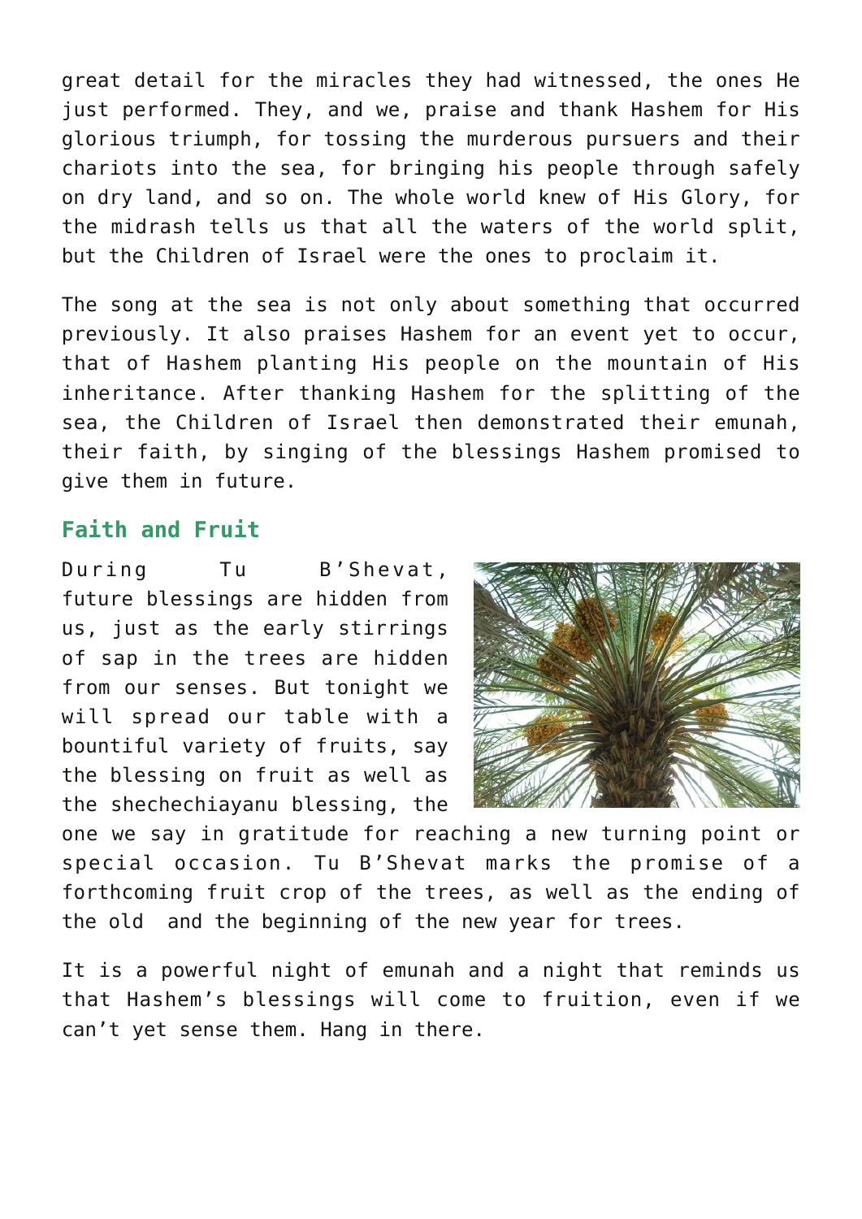great detail for the miracles they had witnessed, the ones He just performed. They, and we, praise and thank Hashem for His glorious triumph, for tossing the murderous pursuers and their chariots into the sea, for bringing his people through safely on dry land, and so on. The whole world knew of His Glory, for the midrash tells us that all the waters of the world split, but the Children of Israel were the ones to proclaim it.

The song at the sea is not only about something that occurred previously. It also praises Hashem for an event yet to occur, that of Hashem planting His people on the mountain of His inheritance. After thanking Hashem for the splitting of the sea, the Children of Israel then demonstrated their emunah, their faith, by singing of the blessings Hashem promised to give them in future.

## Faith and Fruit

During Tu B'Shevat, future blessings are hidden from us, just as the early stirrings of sap in the trees are hidden from our senses. But tonight we will spread our table with a bountiful variety of fruits, say the blessing on fruit as well as the shechechiayanu blessing, the one we say in gratitude for reaching a new turning point or special occasion. Tu B'Shevat marks the promise of a forthcoming fruit crop of the trees, as well as the ending of the old and the beginning of the new year for trees.

It is a powerful night of emunah and a night that reminds us that Hashem's blessings will come to fruition, even if we can't yet sense them. Hang in there.